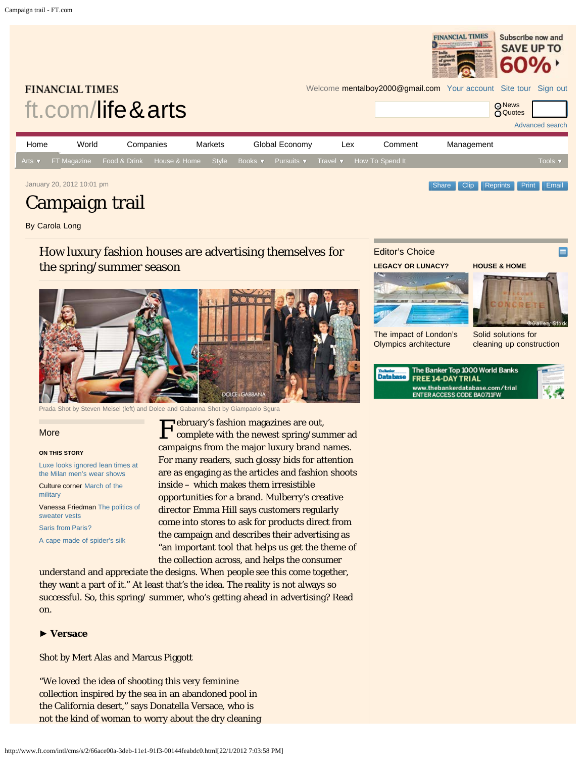January 20, 2012 10:01 pm

# Campaign trail

By Carola Long

## How luxury fashion houses are advertising themselves for the spring/summer season

Prada Shot by Steven Meisel (left) and Dolce and Gabanna Shot by Giampaolo Sgura

February's fashion magazines are out, complete with the newest spring/summer ad campaigns from the major luxury brand names. For many readers, such glossy bids for attention are as engaging as the articles and fashion shoots inside – which makes them irresistible opportunities for a brand. Mulberry's creative director Emma Hill says customers regularly come into stores to ask for products direct from the campaign and describes their advertising as "an important tool that helps us get the theme of the collection across, and helps the consumer understand and appreciate the designs. When people see this come together, they want a part of it." At least that's the idea. The reality is not always so successful. So, this spring/ summer, who's getting ahead in advertising? Read on.

### ► Versace

Shot by Mert Alas and Marcus Piggott

"We loved the idea of shooting this very feminine collection inspired by the sea in an abandoned pool in the California desert," says Donatella Versace, who is not the kind of woman to worry about the dry cleaning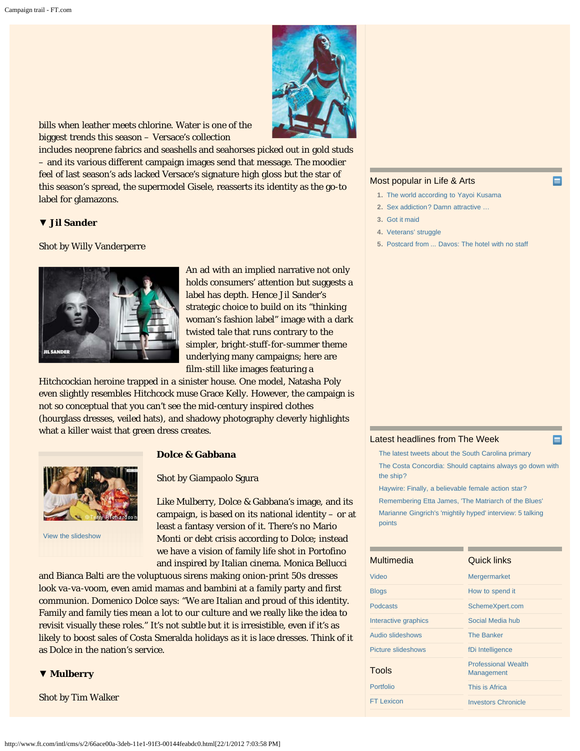bills when leather meets chlorine. Water is one of the biggest trends this season – Versace's collection includes neoprene fabrics and seashells and seahorses picked out in gold studs – and its various different campaign images send that message. The moodier feel of last season's ads lacked Versace's signature high gloss but the star of this season's spread, the supermodel Gisele, reasserts its identity as the go-to label for glamazons.

### ▼ Jil Sander

Shot by Willy Vanderperre

An ad with an implied narrative not only holds consumers' attention but suggests a label has depth. Hence Jil Sander's strategic choice to build on its "thinking woman's fashion label" image with a dark twisted tale that runs contrary to the simpler, bright-stuff-for-summer theme underlying many campaigns; here are film-still like images featuring a Hitchcockian heroine trapped in a sinister house. One model, Natasha Poly even slightly resembles Hitchcock muse Grace Kelly. However, the campaign is not so conceptual that you can't see the mid-century inspired clothes (hourglass dresses, veiled hats), and shadowy photography cleverly highlights what a killer waist that green dress creates.

### Dolce & Gabbana

View the slideshow

Shot by Giampaolo Sgura

Like Mulberry, Dolce & Gabbana's image, and its campaign, is based on its national identity – or at least a fantasy version of it. There's no Mario Monti or debt crisis according to Dolce; instead we have a vision of family life shot in Portofino and inspired by Italian cinema. Monica Bellucci and Bianca Balti are the voluptuous sirens making onion-print 50s dresses look va-va-voom, even amid mamas and bambini at a family party and first communion. Domenico Dolce says: "We are Italian and proud of this identity. Family and family ties mean a lot to our culture and we really like the idea to revisit visually these roles." It's not subtle but it is irresistible, even if it's as likely to boost sales of Costa Smeralda holidays as it is lace dresses. Think of it as Dolce in the nation's service.

### ▼ Mulberry

Shot by Tim Walker

## Most popular in Life & Arts

1. The world according to Yayoi Kusama
2. Sex addiction? Damn attractive …
3. Got it maid
4. Veterans' struggle
5. Postcard from ... Davos: The hotel with no staff

## Latest headlines from The Week

- The latest tweets about the South Carolina primary
- The Costa Concordia: Should captains always go down with the ship?
- Haywire: Finally, a believable female action star?
- Remembering Etta James, 'The Matriarch of the Blues'
- Marianne Gingrich's 'mightily hyped' interview: 5 talking points

## Multimedia

- Video
- Blogs
- Podcasts
- Interactive graphics
- Audio slideshows
- Picture slideshows

## Tools

- Portfolio
- FT Lexicon

## Quick links

- Mergermarket
- How to spend it
- SchemeXpert.com
- Social Media hub
- The Banker
- fDi Intelligence
- Professional Wealth Management
- This is Africa
- Investors Chronicle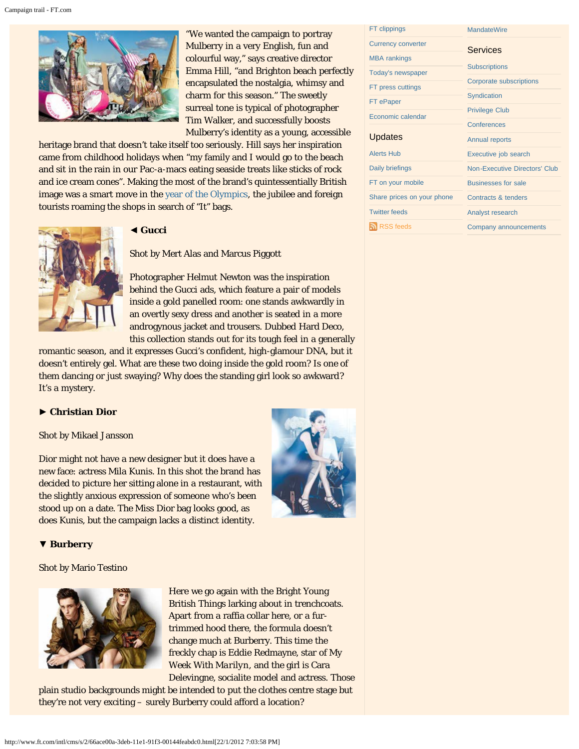"We wanted the campaign to portray Mulberry in a very English, fun and colourful way," says creative director Emma Hill, "and Brighton beach perfectly encapsulated the nostalgia, whimsy and charm for this season." The sweetly surreal tone is typical of photographer Tim Walker, and successfully boosts Mulberry's identity as a young, accessible heritage brand that doesn't take itself too seriously. Hill says her inspiration came from childhood holidays when "my family and I would go to the beach and sit in the rain in our Pac-a-macs eating seaside treats like sticks of rock and ice cream cones". Making the most of the brand's quintessentially British image was a smart move in the year of the Olympics, the jubilee and foreign tourists roaming the shops in search of "It" bags.

### ◄ Gucci

Shot by Mert Alas and Marcus Piggott

Photographer Helmut Newton was the inspiration behind the Gucci ads, which feature a pair of models inside a gold panelled room: one stands awkwardly in an overtly sexy dress and another is seated in a more androgynous jacket and trousers. Dubbed Hard Deco, this collection stands out for its tough feel in a generally romantic season, and it expresses Gucci's confident, high-glamour DNA, but it doesn't entirely gel. What are these two doing inside the gold room? Is one of them dancing or just swaying? Why does the standing girl look so awkward? It's a mystery.

### ► Christian Dior

Shot by Mikael Jansson

Dior might not have a new designer but it does have a new face: actress Mila Kunis. In this shot the brand has decided to picture her sitting alone in a restaurant, with the slightly anxious expression of someone who's been stood up on a date. The Miss Dior bag looks good, as does Kunis, but the campaign lacks a distinct identity.

### ▼ Burberry

Shot by Mario Testino

Here we go again with the Bright Young British Things larking about in trenchcoats. Apart from a raffia collar here, or a fur-trimmed hood there, the formula doesn't change much at Burberry. This time the freckly chap is Eddie Redmayne, star of My Week With Marilyn, and the girl is Cara Delevingne, socialite model and actress. Those plain studio backgrounds might be intended to put the clothes centre stage but they're not very exciting – surely Burberry could afford a location?

FT clippings
Currency converter
MBA rankings
Today's newspaper
FT press cuttings
FT ePaper
Economic calendar

### Updates

Alerts Hub
Daily briefings
FT on your mobile
Share prices on your phone
Twitter feeds
RSS feeds

MandateWire

### Services

Subscriptions
Corporate subscriptions
Syndication
Privilege Club
Conferences
Annual reports
Executive job search
Non-Executive Directors' Club
Businesses for sale
Contracts & tenders
Analyst research
Company announcements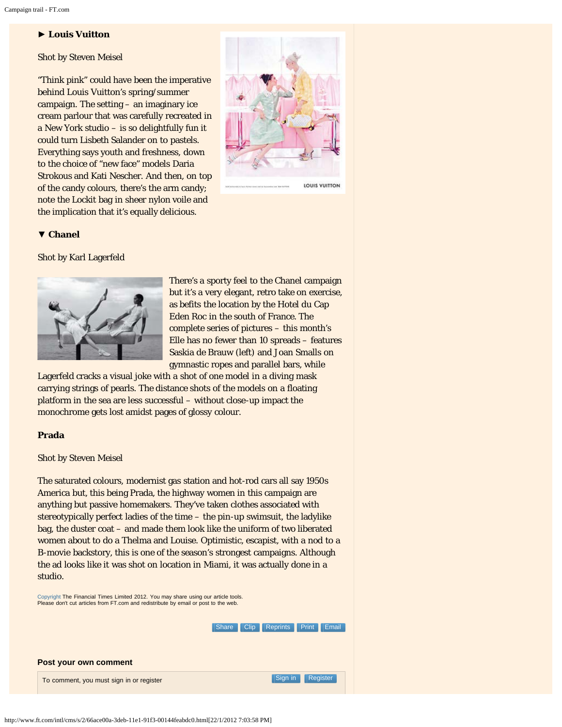### ► Louis Vuitton

Shot by Steven Meisel

"Think pink" could have been the imperative behind Louis Vuitton's spring/summer campaign. The setting – an imaginary ice cream parlour that was carefully recreated in a New York studio – is so delightfully fun it could turn Lisbeth Salander on to pastels. Everything says youth and freshness, down to the choice of "new face" models Daria Strokous and Kati Nescher. And then, on top of the candy colours, there's the arm candy; note the Lockit bag in sheer nylon voile and the implication that it's equally delicious.

### ▼ Chanel

Shot by Karl Lagerfeld

There's a sporty feel to the Chanel campaign but it's a very elegant, retro take on exercise, as befits the location by the Hotel du Cap Eden Roc in the south of France. The complete series of pictures – this month's Elle has no fewer than 10 spreads – features Saskia de Brauw (left) and Joan Smalls on gymnastic ropes and parallel bars, while Lagerfeld cracks a visual joke with a shot of one model in a diving mask carrying strings of pearls. The distance shots of the models on a floating platform in the sea are less successful – without close-up impact the monochrome gets lost amidst pages of glossy colour.

### Prada

Shot by Steven Meisel

The saturated colours, modernist gas station and hot-rod cars all say 1950s America but, this being Prada, the highway women in this campaign are anything but passive homemakers. They've taken clothes associated with stereotypically perfect ladies of the time – the pin-up swimsuit, the ladylike bag, the duster coat – and made them look like the uniform of two liberated women about to do a Thelma and Louise. Optimistic, escapist, with a nod to a B-movie backstory, this is one of the season's strongest campaigns. Although the ad looks like it was shot on location in Miami, it was actually done in a studio.

Copyright The Financial Times Limited 2012. You may share using our article tools. Please don't cut articles from FT.com and redistribute by email or post to the web.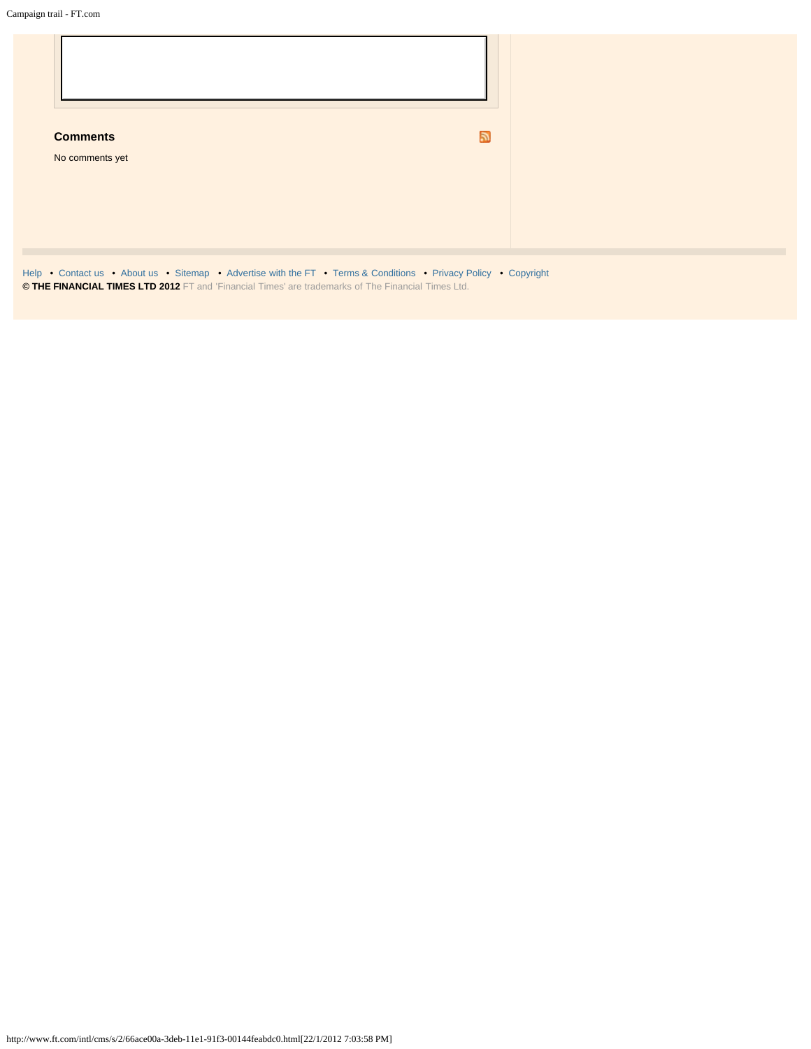## Comments

No comments yet

Help • Contact us • About us • Sitemap • Advertise with the FT • Terms & Conditions • Privacy Policy • Copyright

**© THE FINANCIAL TIMES LTD 2012** FT and 'Financial Times' are trademarks of The Financial Times Ltd.